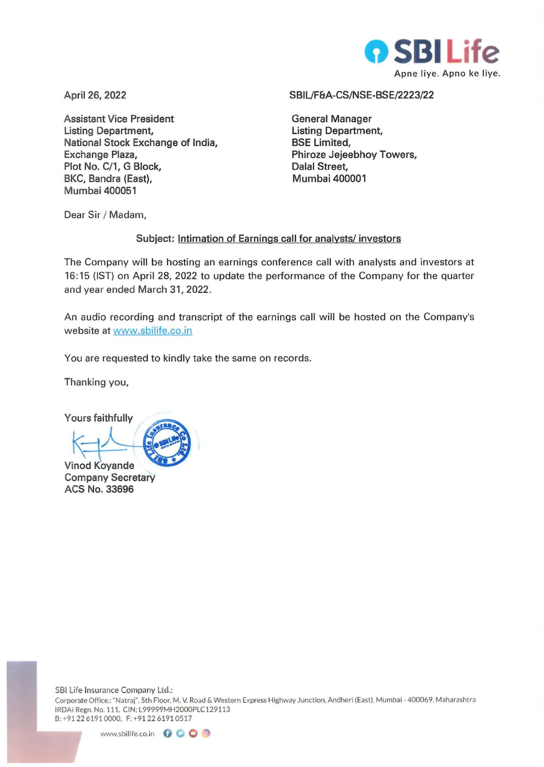SBI Life

Apne liye. Apno ke liye.

April 26, 2022

SBIL/F&A-CS/NSE-BSE/2223/22

Assistant Vice President
Listing Department,
National Stock Exchange of India,
Exchange Plaza,
Plot No. C/1, G Block,
BKC, Bandra (East),
Mumbai 400051

General Manager
Listing Department,
BSE Limited,
Phiroze Jejeebhoy Towers,
Dalal Street,
Mumbai 400001

Dear Sir / Madam,

Subject: Intimation of Earnings call for analysts/ investors

The Company will be hosting an earnings conference call with analysts and investors at 16:15 (IST) on April 28, 2022 to update the performance of the Company for the quarter and year ended March 31, 2022.

An audio recording and transcript of the earnings call will be hosted on the Company's website at www.sbilife.co.in

You are requested to kindly take the same on records.

Thanking you,

Yours faithfully

Vinod Koyande
Company Secretary
ACS No. 33696

SBI Life Insurance Company Ltd.:
Corporate Office.: "Natraj", 5th Floor, M. V. Road & Western Express Highway Junction, Andheri (East), Mumbai - 400069, Maharashtra
IRDAI Regn. No. 111. CIN: L99999MH2000PLC129113
B: +91 22 6191 0000, F: +91 22 6191 0517

www.sbilife.co.in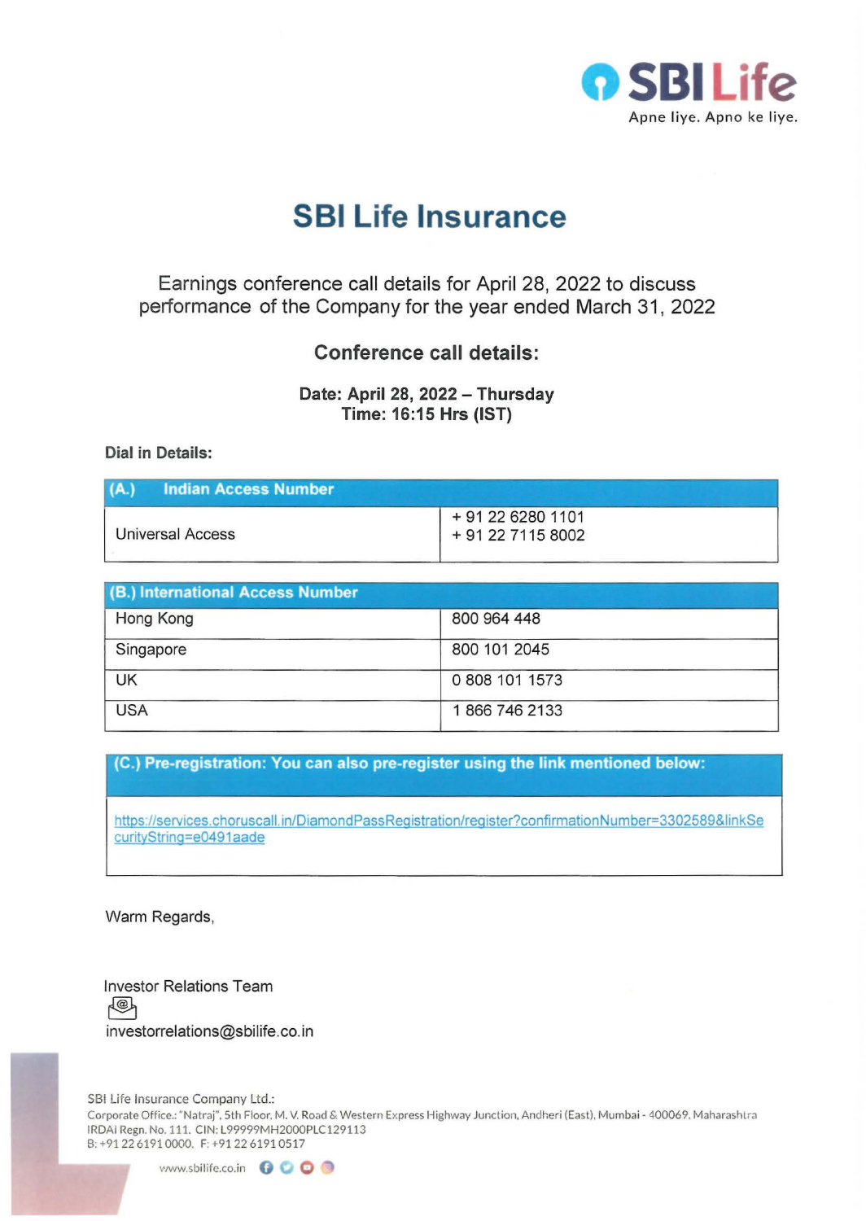SBI Life

Apne liye. Apno ke liye.

# SBI Life Insurance

Earnings conference call details for April 28, 2022 to discuss performance of the Company for the year ended March 31, 2022

## Conference call details:

**Date: April 28, 2022 – Thursday**
**Time: 16:15 Hrs (IST)**

**Dial in Details:**

| (A.) Indian Access Number | |
|---|---|
| Universal Access | + 91 22 6280 1101<br>+ 91 22 7115 8002 |

| (B.) International Access Number | |
|---|---|
| Hong Kong | 800 964 448 |
| Singapore | 800 101 2045 |
| UK | 0 808 101 1573 |
| USA | 1 866 746 2133 |

| (C.) Pre-registration: You can also pre-register using the link mentioned below: |
|---|
| https://services.choruscall.in/DiamondPassRegistration/register?confirmationNumber=3302589&linkSecurityString=e0491aade |

Warm Regards,

Investor Relations Team

investorrelations@sbilife.co.in

SBI Life Insurance Company Ltd.:
Corporate Office.: "Natraj", 5th Floor, M. V. Road & Western Express Highway Junction, Andheri (East), Mumbai - 400069, Maharashtra
IRDAI Regn. No. 111. CIN: L99999MH2000PLC129113
B: +91 22 6191 0000. F: +91 22 6191 0517

www.sbilife.co.in